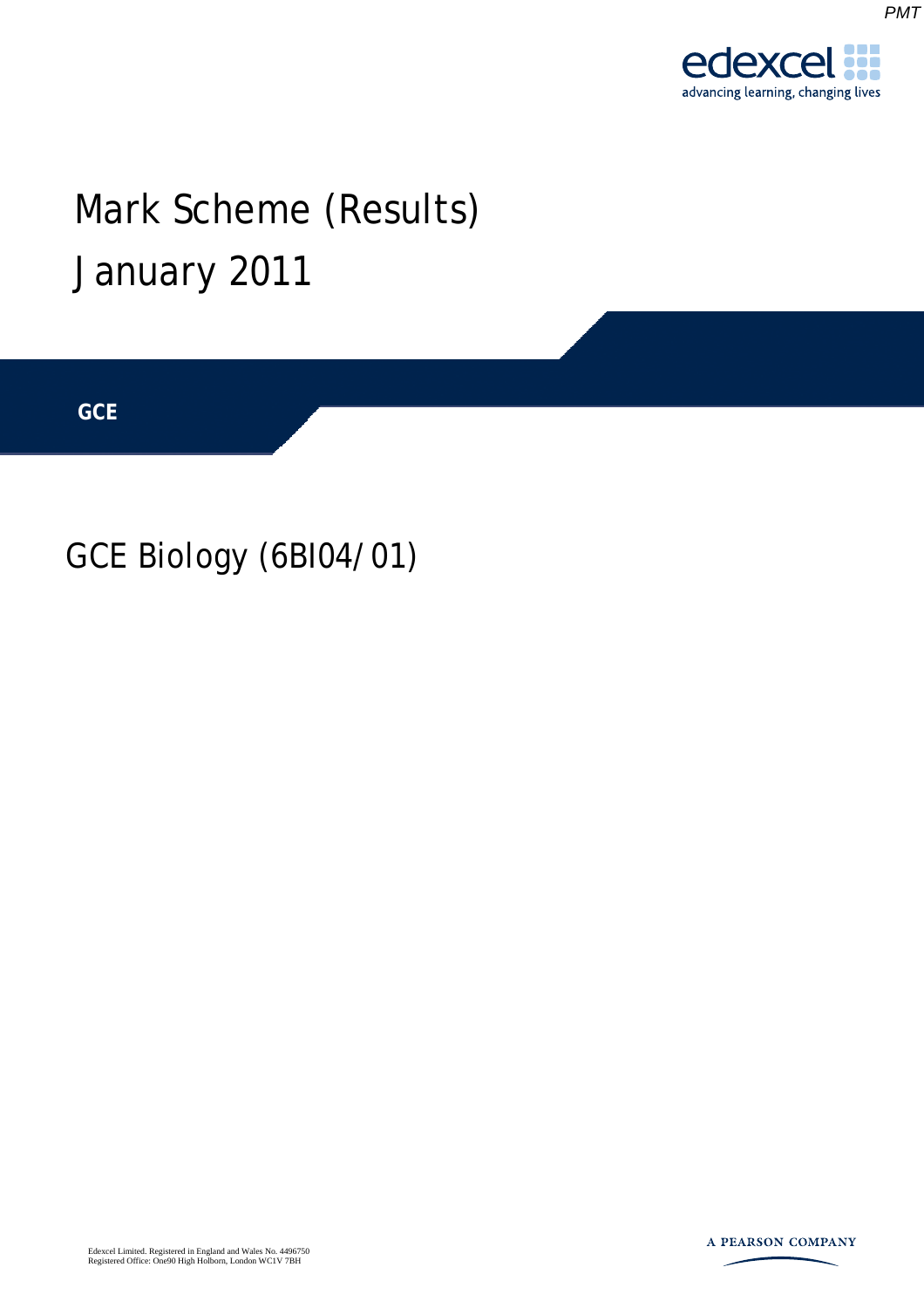# Mark Scheme (Results)

# January 2011

**GCE**

## GCE Biology (6BI04/01)

Edexcel Limited. Registered in England and Wales No. 4496750
Registered Office: One90 High Holborn, London WC1V 7BH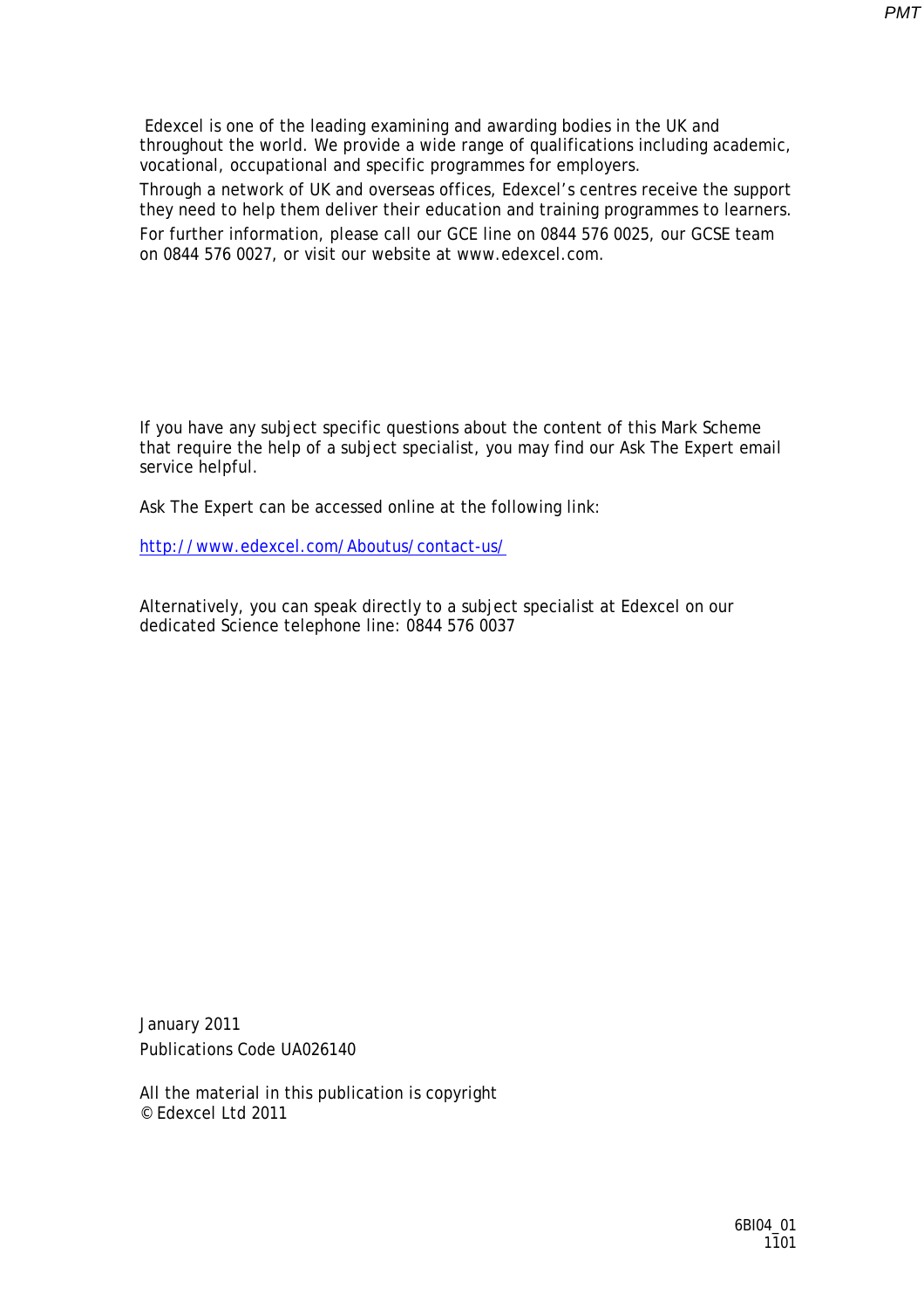Edexcel is one of the leading examining and awarding bodies in the UK and throughout the world. We provide a wide range of qualifications including academic, vocational, occupational and specific programmes for employers.

Through a network of UK and overseas offices, Edexcel's centres receive the support they need to help them deliver their education and training programmes to learners.

For further information, please call our GCE line on 0844 576 0025, our GCSE team on 0844 576 0027, or visit our website at www.edexcel.com.

If you have any subject specific questions about the content of this Mark Scheme that require the help of a subject specialist, you may find our Ask The Expert email service helpful.

Ask The Expert can be accessed online at the following link:

http://www.edexcel.com/Aboutus/contact-us/

Alternatively, you can speak directly to a subject specialist at Edexcel on our dedicated Science telephone line: 0844 576 0037

January 2011

Publications Code UA026140

All the material in this publication is copyright
© Edexcel Ltd 2011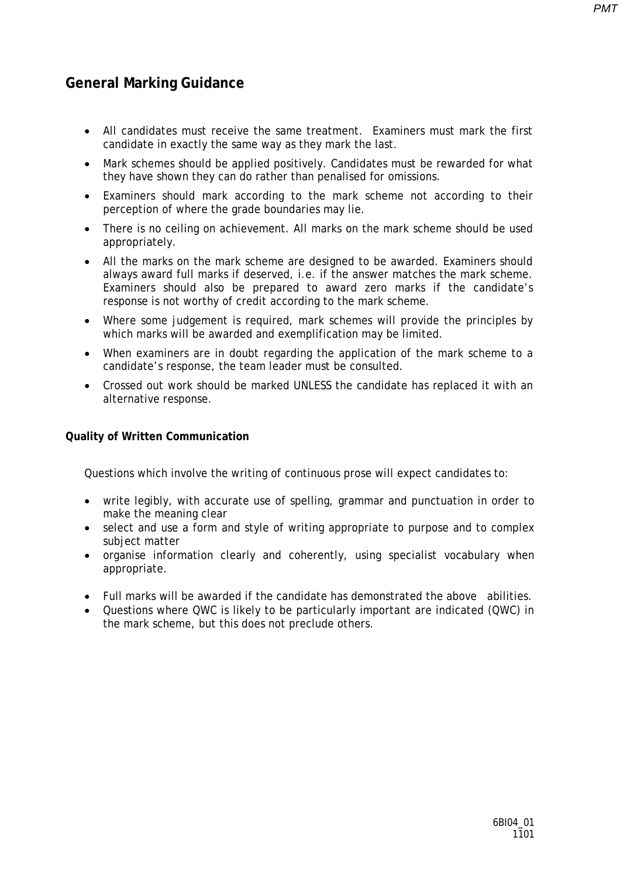## General Marking Guidance

- All candidates must receive the same treatment. Examiners must mark the first candidate in exactly the same way as they mark the last.
- Mark schemes should be applied positively. Candidates must be rewarded for what they have shown they can do rather than penalised for omissions.
- Examiners should mark according to the mark scheme not according to their perception of where the grade boundaries may lie.
- There is no ceiling on achievement. All marks on the mark scheme should be used appropriately.
- All the marks on the mark scheme are designed to be awarded. Examiners should always award full marks if deserved, i.e. if the answer matches the mark scheme. Examiners should also be prepared to award zero marks if the candidate's response is not worthy of credit according to the mark scheme.
- Where some judgement is required, mark schemes will provide the principles by which marks will be awarded and exemplification may be limited.
- When examiners are in doubt regarding the application of the mark scheme to a candidate's response, the team leader must be consulted.
- Crossed out work should be marked UNLESS the candidate has replaced it with an alternative response.

### Quality of Written Communication

Questions which involve the writing of continuous prose will expect candidates to:

- write legibly, with accurate use of spelling, grammar and punctuation in order to make the meaning clear
- select and use a form and style of writing appropriate to purpose and to complex subject matter
- organise information clearly and coherently, using specialist vocabulary when appropriate.

- Full marks will be awarded if the candidate has demonstrated the above abilities.
- Questions where QWC is likely to be particularly important are indicated (QWC) in the mark scheme, but this does not preclude others.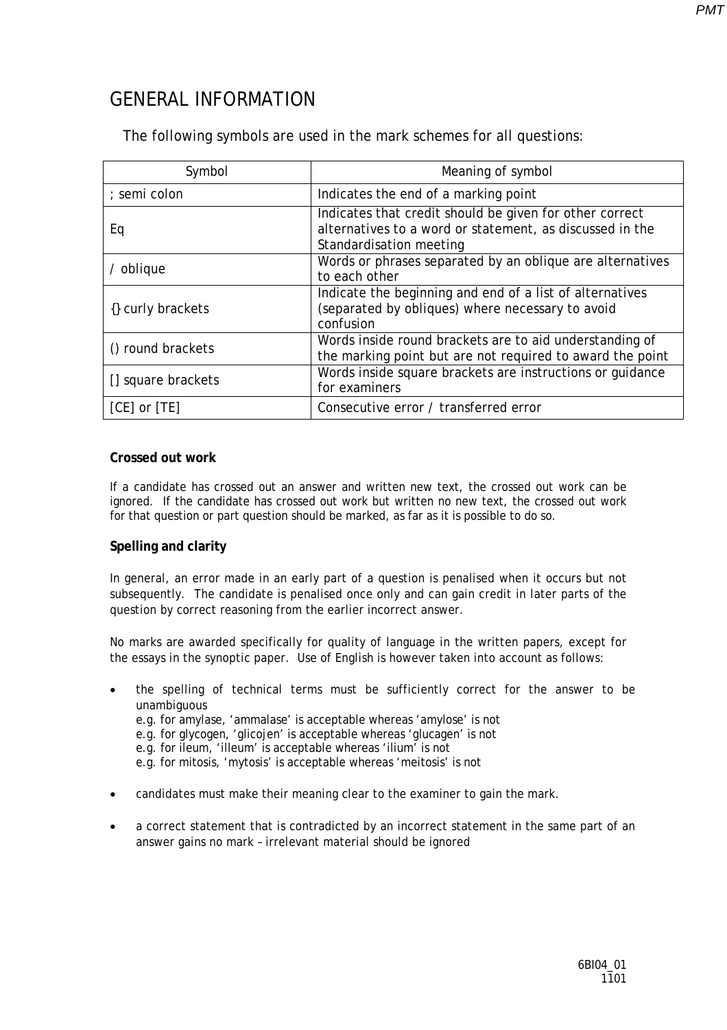# GENERAL INFORMATION

The following symbols are used in the mark schemes for all questions:

| Symbol | Meaning of symbol |
|---|---|
| ; semi colon | Indicates the end of a marking point |
| Eq | Indicates that credit should be given for other correct alternatives to a word or statement, as discussed in the Standardisation meeting |
| / oblique | Words or phrases separated by an oblique are alternatives to each other |
| {} curly brackets | Indicate the beginning and end of a list of alternatives (separated by obliques) where necessary to avoid confusion |
| () round brackets | Words inside round brackets are to aid understanding of the marking point but are not required to award the point |
| [] square brackets | Words inside square brackets are instructions or guidance for examiners |
| [CE] or [TE] | Consecutive error / transferred error |

**Crossed out work**

If a candidate has crossed out an answer and written new text, the crossed out work can be ignored. If the candidate has crossed out work but written no new text, the crossed out work for that question or part question should be marked, as far as it is possible to do so.

**Spelling and clarity**

In general, an error made in an early part of a question is penalised when it occurs but not subsequently. The candidate is penalised once only and can gain credit in later parts of the question by correct reasoning from the earlier incorrect answer.

No marks are awarded specifically for quality of language in the written papers, except for the essays in the synoptic paper. Use of English is however taken into account as follows:

- the spelling of technical terms must be sufficiently correct for the answer to be unambiguous
  e.g. for amylase, 'ammalase' is acceptable whereas 'amylose' is not
  e.g. for glycogen, 'glicojen' is acceptable whereas 'glucagen' is not
  e.g. for ileum, 'illeum' is acceptable whereas 'ilium' is not
  e.g. for mitosis, 'mytosis' is acceptable whereas 'meitosis' is not

- candidates must make their meaning clear to the examiner to gain the mark.

- a correct statement that is contradicted by an incorrect statement in the same part of an answer gains no mark – irrelevant material should be ignored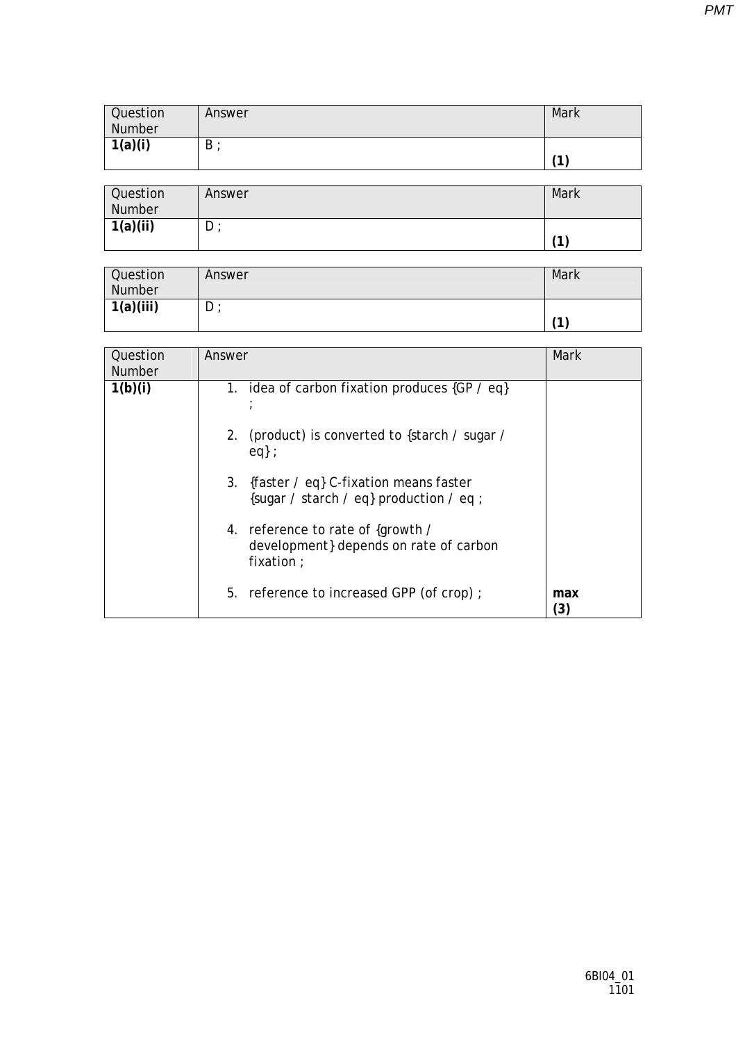| Question Number | Answer | Mark |
|---|---|---|
| **1(a)(i)** | B ; | **(1)** |

| Question Number | Answer | Mark |
|---|---|---|
| **1(a)(ii)** | D ; | **(1)** |

| Question Number | Answer | Mark |
|---|---|---|
| **1(a)(iii)** | D ; | **(1)** |

| Question Number | Answer | Mark |
|---|---|---|
| **1(b)(i)** | 1. idea of carbon fixation produces {GP / eq} ;<br><br>2. (product) is converted to {starch / sugar / eq} ;<br><br>3. {faster / eq} C-fixation means faster {sugar / starch / eq} production / eq ;<br><br>4. reference to rate of {growth / development} depends on rate of carbon fixation ;<br><br>5. reference to increased GPP (of crop) ; | **max (3)** |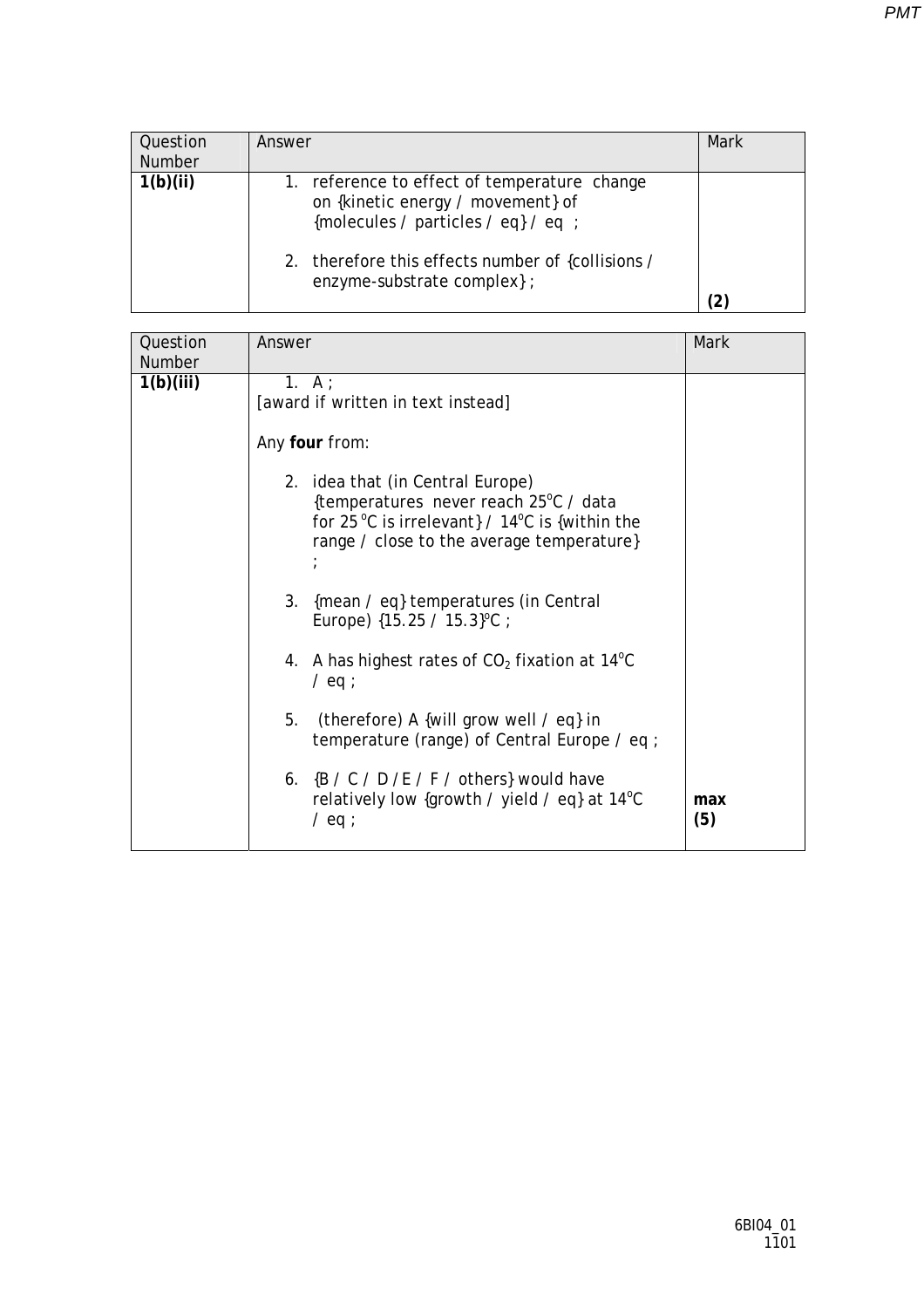| Question Number | Answer | Mark |
|---|---|---|
| 1(b)(ii) | 1. reference to effect of temperature change on {kinetic energy / movement} of {molecules / particles / eq} / eq ;<br><br>2. therefore this effects number of {collisions / enzyme-substrate complex} ; | (2) |

| Question Number | Answer | Mark |
|---|---|---|
| 1(b)(iii) | 1. A ;<br>[award if written in text instead]<br><br>Any **four** from:<br><br>2. idea that (in Central Europe) {temperatures never reach 25°C / data for 25 °C is irrelevant} / 14°C is {within the range / close to the average temperature} ;<br><br>3. {mean / eq} temperatures (in Central Europe) {15.25 / 15.3}°C ;<br><br>4. A has highest rates of $CO_2$ fixation at 14°C / eq ;<br><br>5. (therefore) A {will grow well / eq} in temperature (range) of Central Europe / eq ;<br><br>6. {B / C / D / E / F / others} would have relatively low {growth / yield / eq} at 14°C / eq ; | **max (5)** |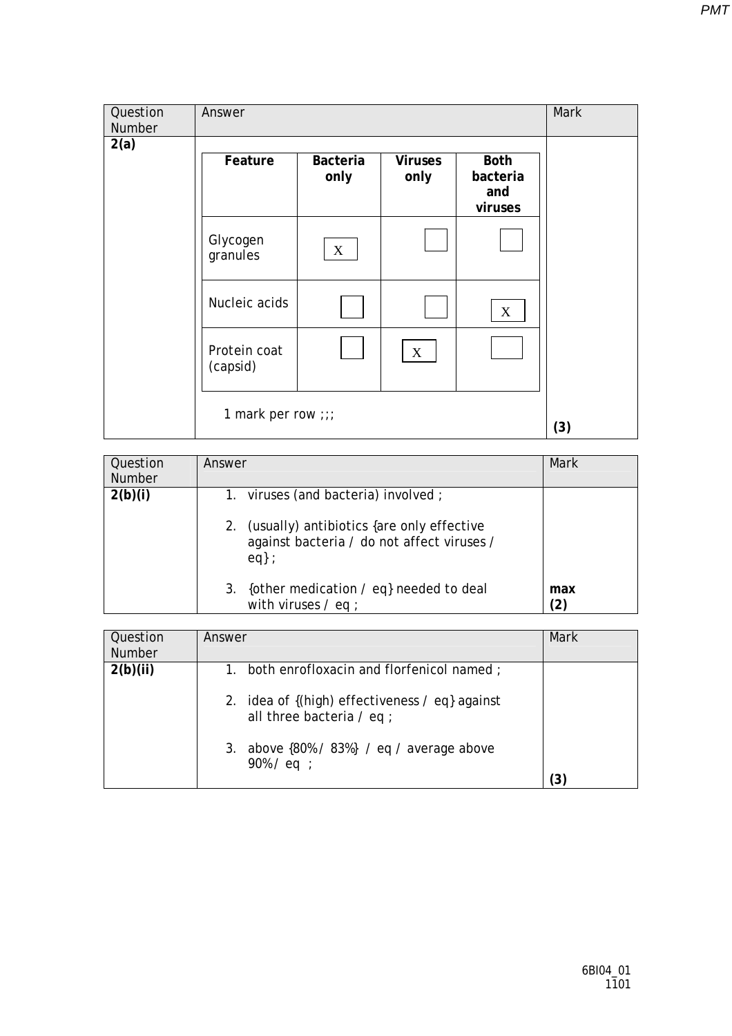| Question Number | Answer | Mark |
|---|---|---|
| 2(a) | | |

| Feature | Bacteria only | Viruses only | Both bacteria and viruses |
|---|---|---|---|
| Glycogen granules | X | | |
| Nucleic acids | | | X |
| Protein coat (capsid) | | X | |

1 mark per row ;;;

**(3)**

| Question Number | Answer | Mark |
|---|---|---|
| 2(b)(i) | 1. viruses (and bacteria) involved ;<br><br>2. (usually) antibiotics {are only effective against bacteria / do not affect viruses / eq} ;<br><br>3. {other medication / eq} needed to deal with viruses / eq ; | **max (2)** |

| Question Number | Answer | Mark |
|---|---|---|
| 2(b)(ii) | 1. both enrofloxacin and florfenicol named ;<br><br>2. idea of {(high) effectiveness / eq} against all three bacteria / eq ;<br><br>3. above {80% / 83%} / eq / average above 90% / eq ; | **(3)** |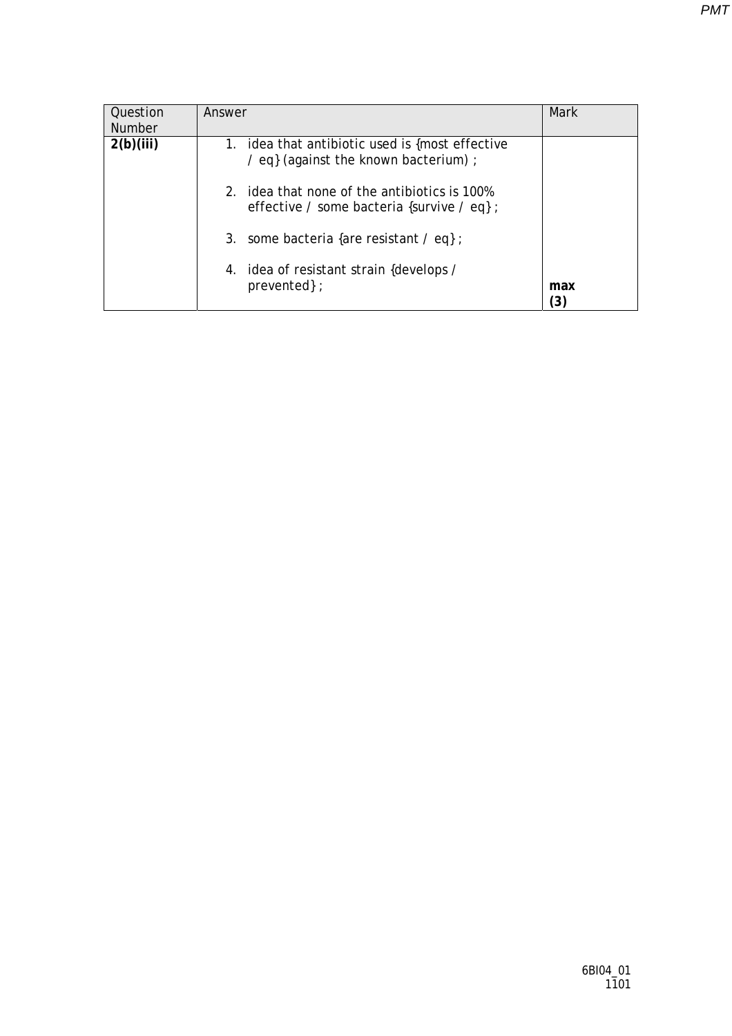| Question Number | Answer | Mark |
|---|---|---|
| **2(b)(iii)** | 1. idea that antibiotic used is {most effective / eq} (against the known bacterium) ;<br><br>2. idea that none of the antibiotics is 100% effective / some bacteria {survive / eq} ;<br><br>3. some bacteria {are resistant / eq} ;<br><br>4. idea of resistant strain {develops / prevented} ; | **max (3)** |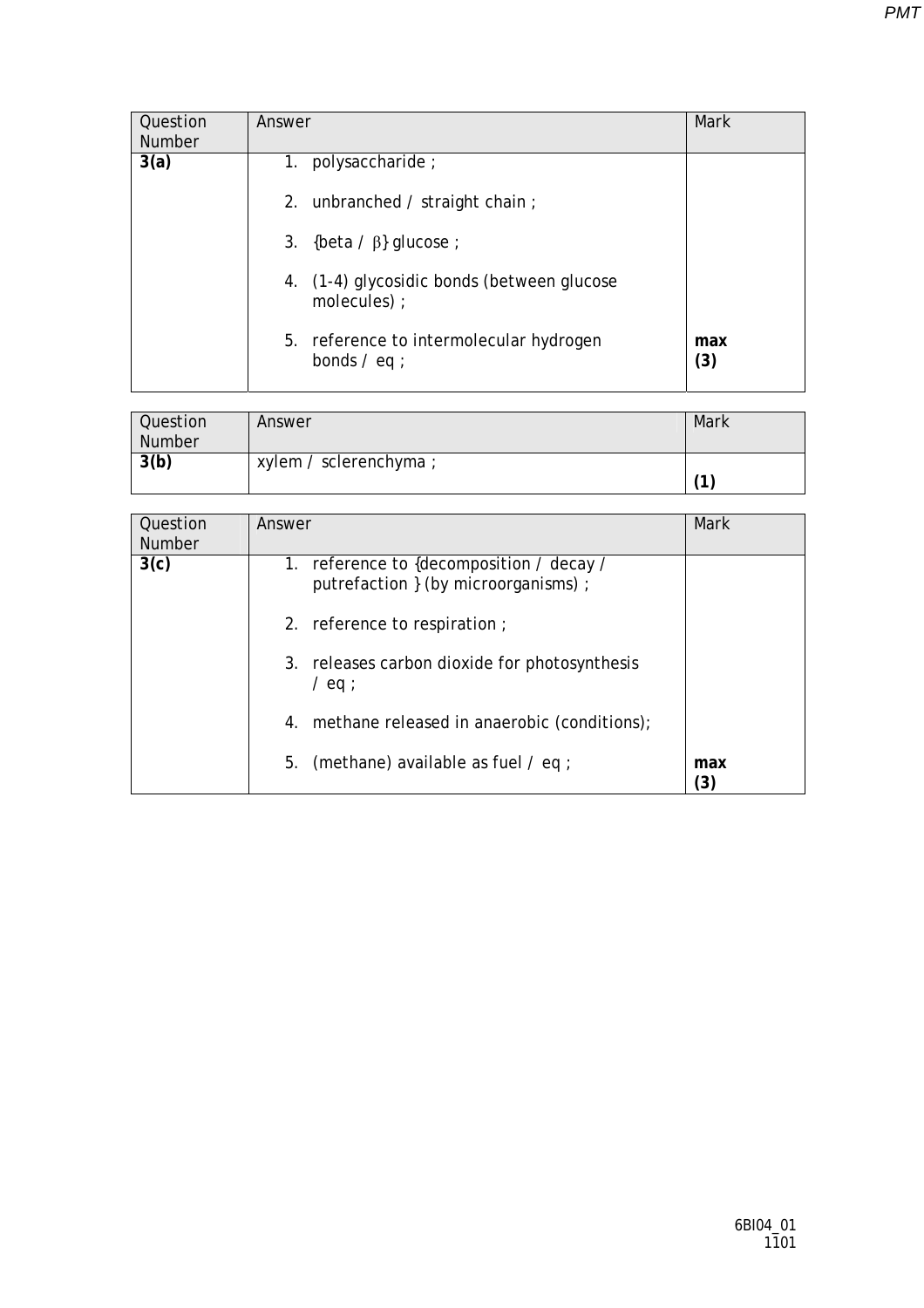| Question Number | Answer | Mark |
|---|---|---|
| **3(a)** | 1. polysaccharide ;<br><br>2. unbranched / straight chain ;<br><br>3. {beta / β} glucose ;<br><br>4. (1-4) glycosidic bonds (between glucose molecules) ;<br><br>5. reference to intermolecular hydrogen bonds / eq ; | **max (3)** |

| Question Number | Answer | Mark |
|---|---|---|
| **3(b)** | xylem / sclerenchyma ; | **(1)** |

| Question Number | Answer | Mark |
|---|---|---|
| **3(c)** | 1. reference to {decomposition / decay / putrefaction } (by microorganisms) ;<br><br>2. reference to respiration ;<br><br>3. releases carbon dioxide for photosynthesis / eq ;<br><br>4. methane released in anaerobic (conditions);<br><br>5. (methane) available as fuel / eq ; | **max (3)** |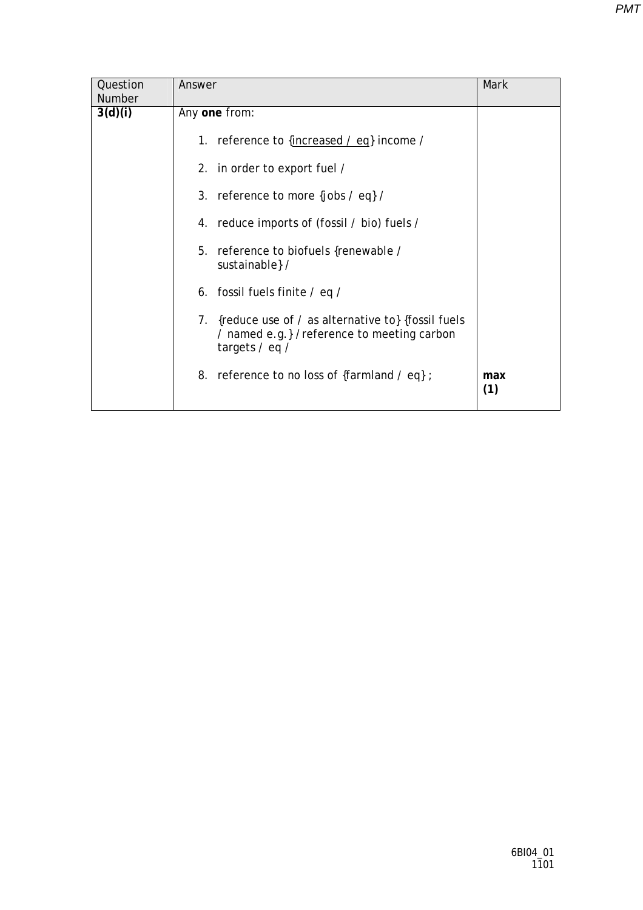| Question Number | Answer | Mark |
|---|---|---|
| **3(d)(i)** | Any **one** from:<br><br>1. reference to {increased / eq} income /<br><br>2. in order to export fuel /<br><br>3. reference to more {jobs / eq} /<br><br>4. reduce imports of (fossil / bio) fuels /<br><br>5. reference to biofuels {renewable / sustainable} /<br><br>6. fossil fuels finite / eq /<br><br>7. {reduce use of / as alternative to} {fossil fuels / named e.g.} / reference to meeting carbon targets / eq /<br><br>8. reference to no loss of {farmland / eq} ; | **max (1)** |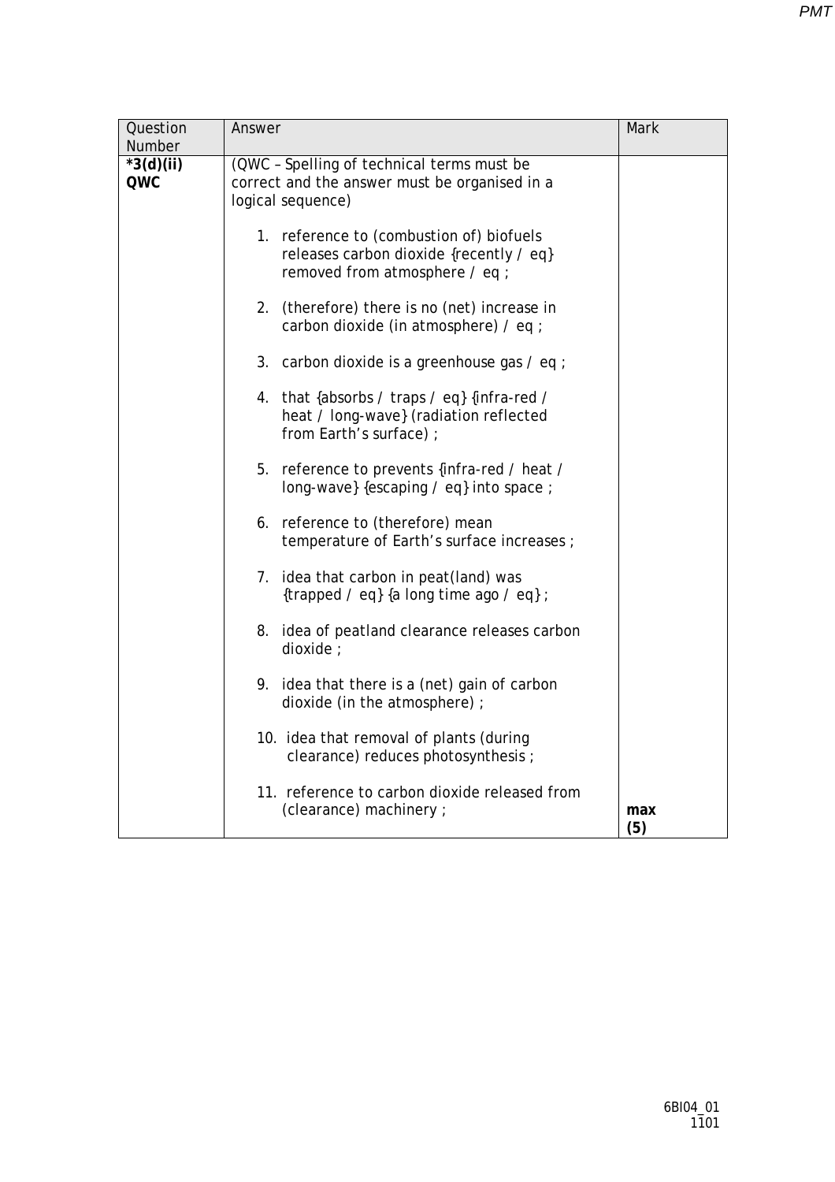| Question Number | Answer | Mark |
|---|---|---|
| *3(d)(ii) QWC | (QWC – Spelling of technical terms must be correct and the answer must be organised in a logical sequence)<br><br>1. reference to (combustion of) biofuels releases carbon dioxide {recently / eq} removed from atmosphere / eq ;<br><br>2. (therefore) there is no (net) increase in carbon dioxide (in atmosphere) / eq ;<br><br>3. carbon dioxide is a greenhouse gas / eq ;<br><br>4. that {absorbs / traps / eq} {infra-red / heat / long-wave} (radiation reflected from Earth's surface) ;<br><br>5. reference to prevents {infra-red / heat / long-wave} {escaping / eq} into space ;<br><br>6. reference to (therefore) mean temperature of Earth's surface increases ;<br><br>7. idea that carbon in peat(land) was {trapped / eq} {a long time ago / eq} ;<br><br>8. idea of peatland clearance releases carbon dioxide ;<br><br>9. idea that there is a (net) gain of carbon dioxide (in the atmosphere) ;<br><br>10. idea that removal of plants (during clearance) reduces photosynthesis ;<br><br>11. reference to carbon dioxide released from (clearance) machinery ; | **max (5)** |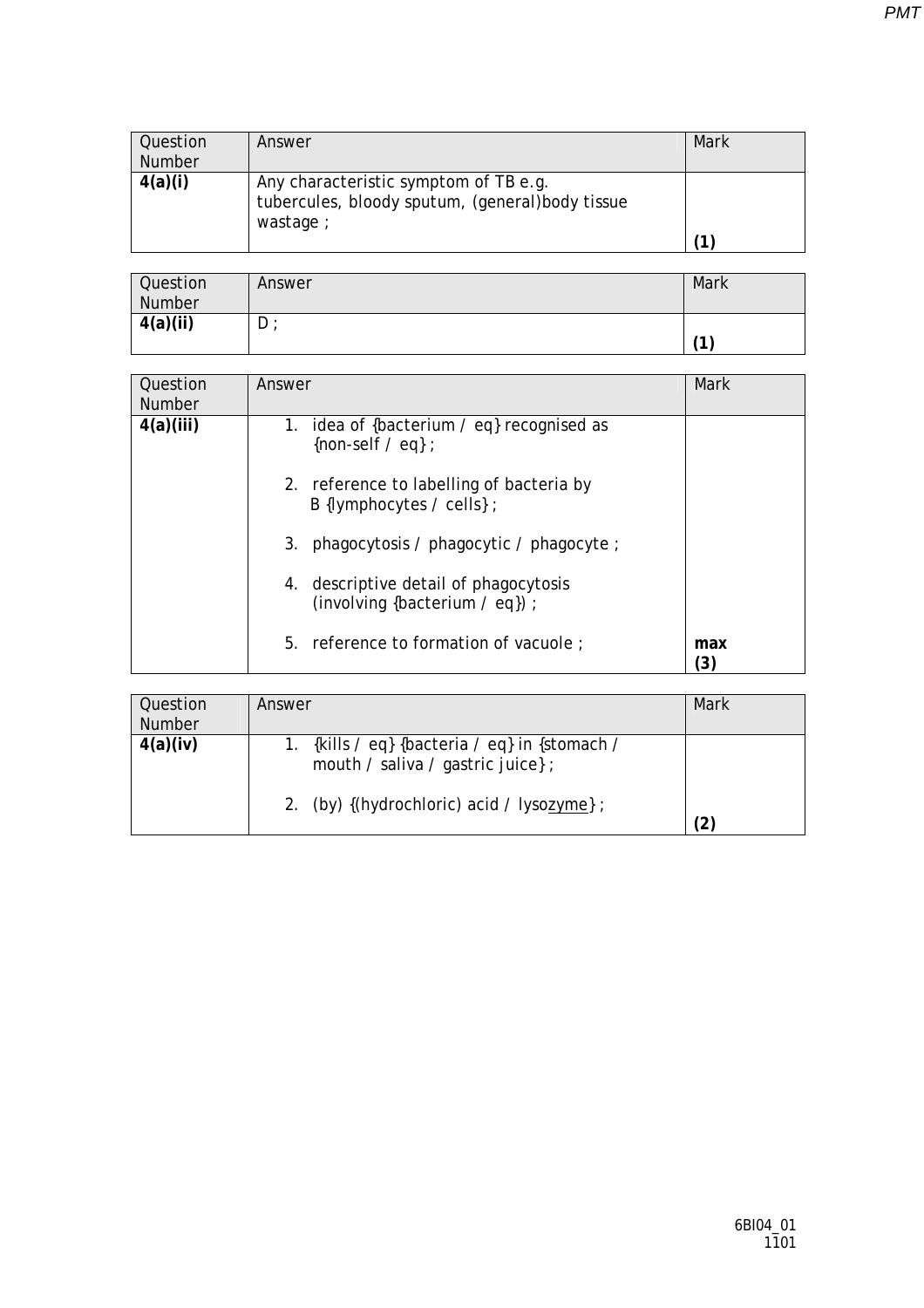| Question Number | Answer | Mark |
|---|---|---|
| **4(a)(i)** | Any characteristic symptom of TB e.g. tubercules, bloody sputum, (general)body tissue wastage ; | **(1)** |

| Question Number | Answer | Mark |
|---|---|---|
| **4(a)(ii)** | D ; | **(1)** |

| Question Number | Answer | Mark |
|---|---|---|
| **4(a)(iii)** | 1. idea of {bacterium / eq} recognised as {non-self / eq} ;<br><br>2. reference to labelling of bacteria by B {lymphocytes / cells} ;<br><br>3. phagocytosis / phagocytic / phagocyte ;<br><br>4. descriptive detail of phagocytosis (involving {bacterium / eq}) ;<br><br>5. reference to formation of vacuole ; | **max (3)** |

| Question Number | Answer | Mark |
|---|---|---|
| **4(a)(iv)** | 1. {kills / eq} {bacteria / eq} in {stomach / mouth / saliva / gastric juice} ;<br><br>2. (by) {(hydrochloric) acid / lyso<u>zyme</u>} ; | **(2)** |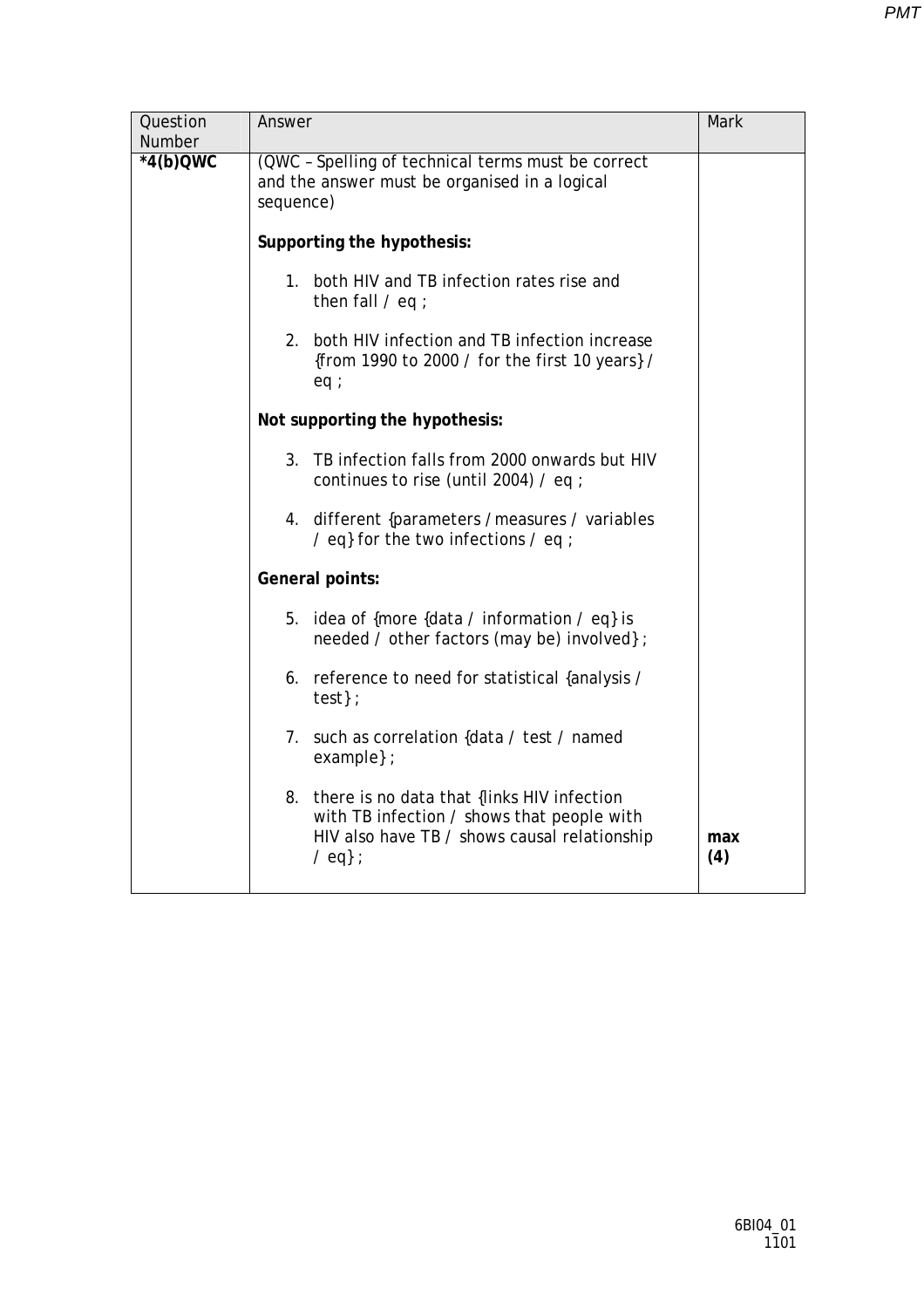| Question Number | Answer | Mark |
|---|---|---|
| *4(b)QWC | (QWC – Spelling of technical terms must be correct and the answer must be organised in a logical sequence)<br><br>**Supporting the hypothesis:**<br><br>1. both HIV and TB infection rates rise and then fall / eq ;<br><br>2. both HIV infection and TB infection increase {from 1990 to 2000 / for the first 10 years} / eq ;<br><br>**Not supporting the hypothesis:**<br><br>3. TB infection falls from 2000 onwards but HIV continues to rise (until 2004) / eq ;<br><br>4. different {parameters / measures / variables / eq} for the two infections / eq ;<br><br>**General points:**<br><br>5. idea of {more {data / information / eq} is needed / other factors (may be) involved} ;<br><br>6. reference to need for statistical {analysis / test} ;<br><br>7. such as correlation {data / test / named example} ;<br><br>8. there is no data that {links HIV infection with TB infection / shows that people with HIV also have TB / shows causal relationship / eq} ; | **max (4)** |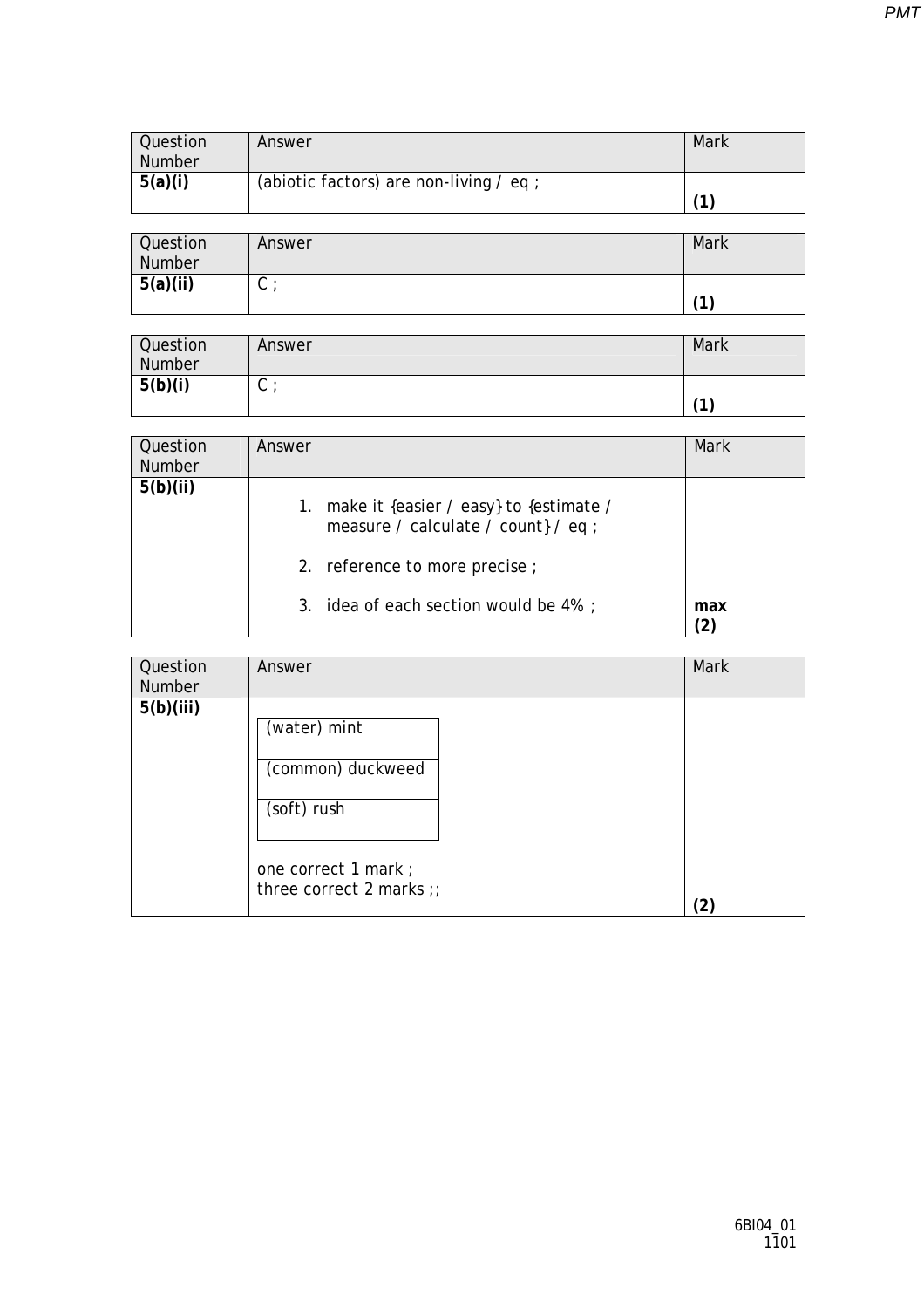| Question Number | Answer | Mark |
|---|---|---|
| **5(a)(i)** | (abiotic factors) are non-living / eq ; | **(1)** |

| Question Number | Answer | Mark |
|---|---|---|
| **5(a)(ii)** | C ; | **(1)** |

| Question Number | Answer | Mark |
|---|---|---|
| **5(b)(i)** | C ; | **(1)** |

| Question Number | Answer | Mark |
|---|---|---|
| **5(b)(ii)** | 1. make it {easier / easy} to {estimate / measure / calculate / count} / eq ;<br><br>2. reference to more precise ;<br><br>3. idea of each section would be 4% ; | **max (2)** |

| Question Number | Answer | Mark |
|---|---|---|
| **5(b)(iii)** | (water) mint<br>(common) duckweed<br>(soft) rush<br><br>one correct 1 mark ;<br>three correct 2 marks ;; | **(2)** |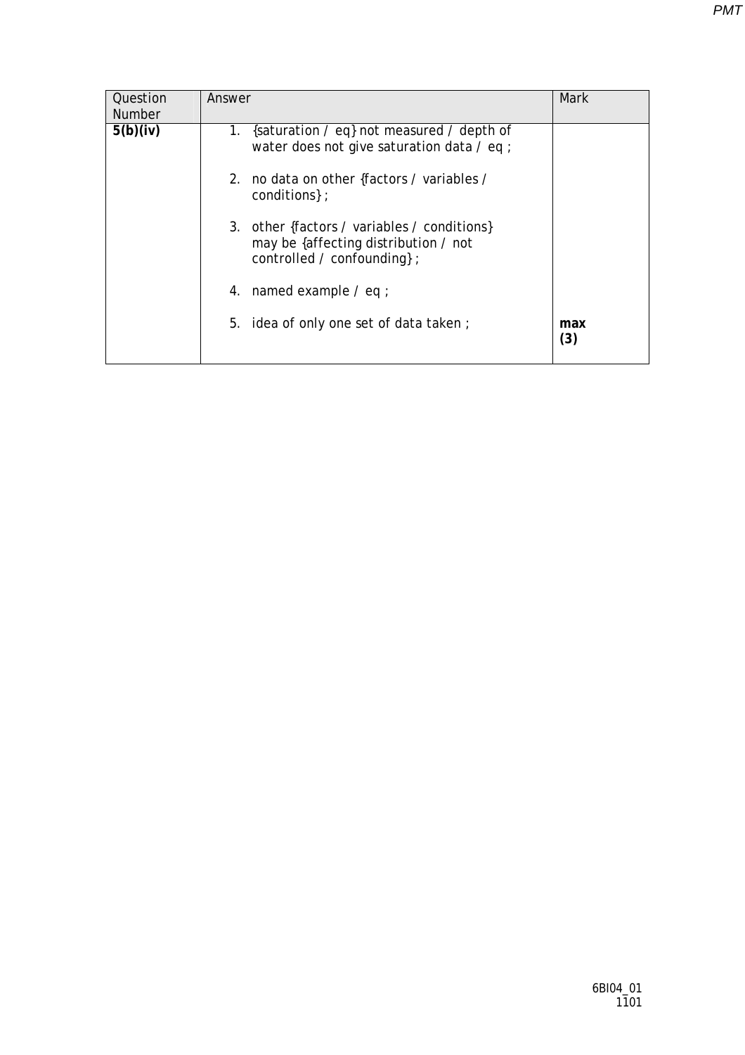| Question Number | Answer | Mark |
| --- | --- | --- |
| **5(b)(iv)** | 1. {saturation / eq} not measured / depth of water does not give saturation data / eq ;<br><br>2. no data on other {factors / variables / conditions} ;<br><br>3. other {factors / variables / conditions} may be {affecting distribution / not controlled / confounding} ;<br><br>4. named example / eq ;<br><br>5. idea of only one set of data taken ; | **max (3)** |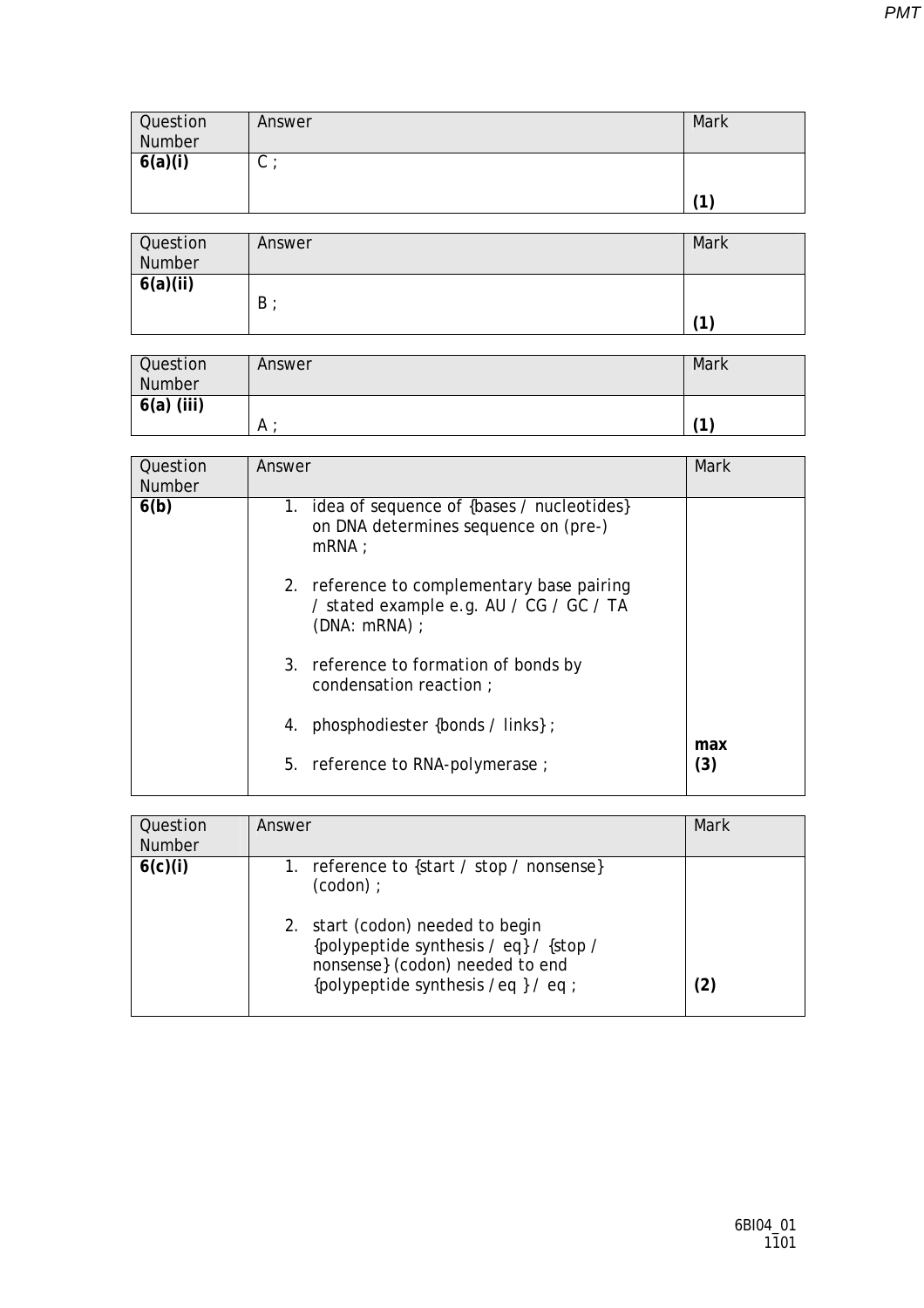| Question Number | Answer | Mark |
|---|---|---|
| **6(a)(i)** | C ; | **(1)** |

| Question Number | Answer | Mark |
|---|---|---|
| **6(a)(ii)** | B ; | **(1)** |

| Question Number | Answer | Mark |
|---|---|---|
| **6(a) (iii)** | A ; | **(1)** |

| Question Number | Answer | Mark |
|---|---|---|
| **6(b)** | 1. idea of sequence of {bases / nucleotides} on DNA determines sequence on (pre-) mRNA ;<br><br>2. reference to complementary base pairing / stated example e.g. AU / CG / GC / TA (DNA: mRNA) ;<br><br>3. reference to formation of bonds by condensation reaction ;<br><br>4. phosphodiester {bonds / links} ;<br><br>5. reference to RNA-polymerase ; | **max (3)** |

| Question Number | Answer | Mark |
|---|---|---|
| **6(c)(i)** | 1. reference to {start / stop / nonsense} (codon) ;<br><br>2. start (codon) needed to begin {polypeptide synthesis / eq} / {stop / nonsense} (codon) needed to end {polypeptide synthesis / eq } / eq ; | **(2)** |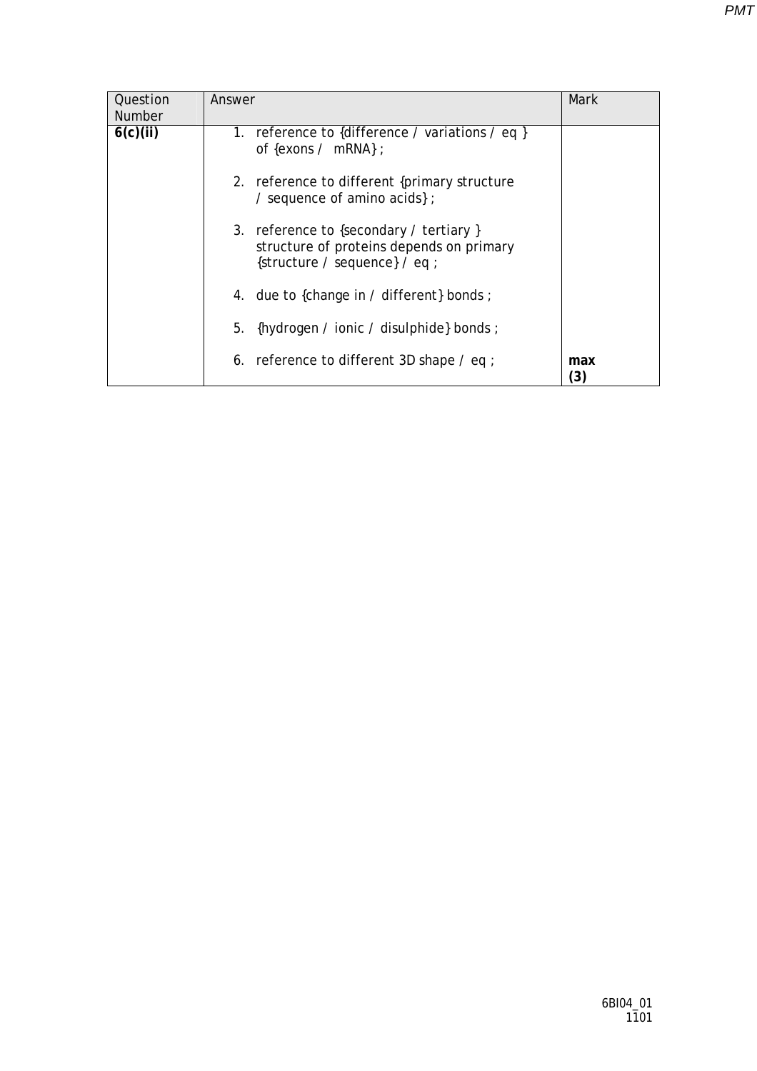| Question Number | Answer | Mark |
|---|---|---|
| **6(c)(ii)** | 1. reference to {difference / variations / eq } of {exons / mRNA} ;<br><br>2. reference to different {primary structure / sequence of amino acids} ;<br><br>3. reference to {secondary / tertiary } structure of proteins depends on primary {structure / sequence} / eq ;<br><br>4. due to {change in / different} bonds ;<br><br>5. {hydrogen / ionic / disulphide} bonds ;<br><br>6. reference to different 3D shape / eq ; | **max (3)** |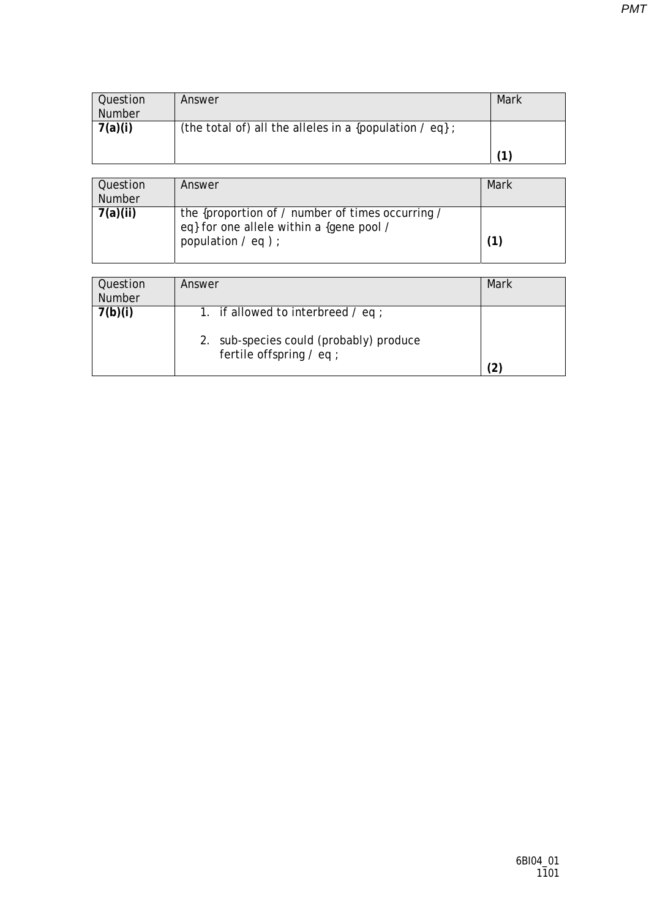| Question Number | Answer | Mark |
|---|---|---|
| **7(a)(i)** | (the total of) all the alleles in a {population / eq} ; | **(1)** |

| Question Number | Answer | Mark |
|---|---|---|
| **7(a)(ii)** | the {proportion of / number of times occurring / eq} for one allele within a {gene pool / population / eq ) ; | **(1)** |

| Question Number | Answer | Mark |
|---|---|---|
| **7(b)(i)** | 1. if allowed to interbreed / eq ; <br><br> 2. sub-species could (probably) produce fertile offspring / eq ; | **(2)** |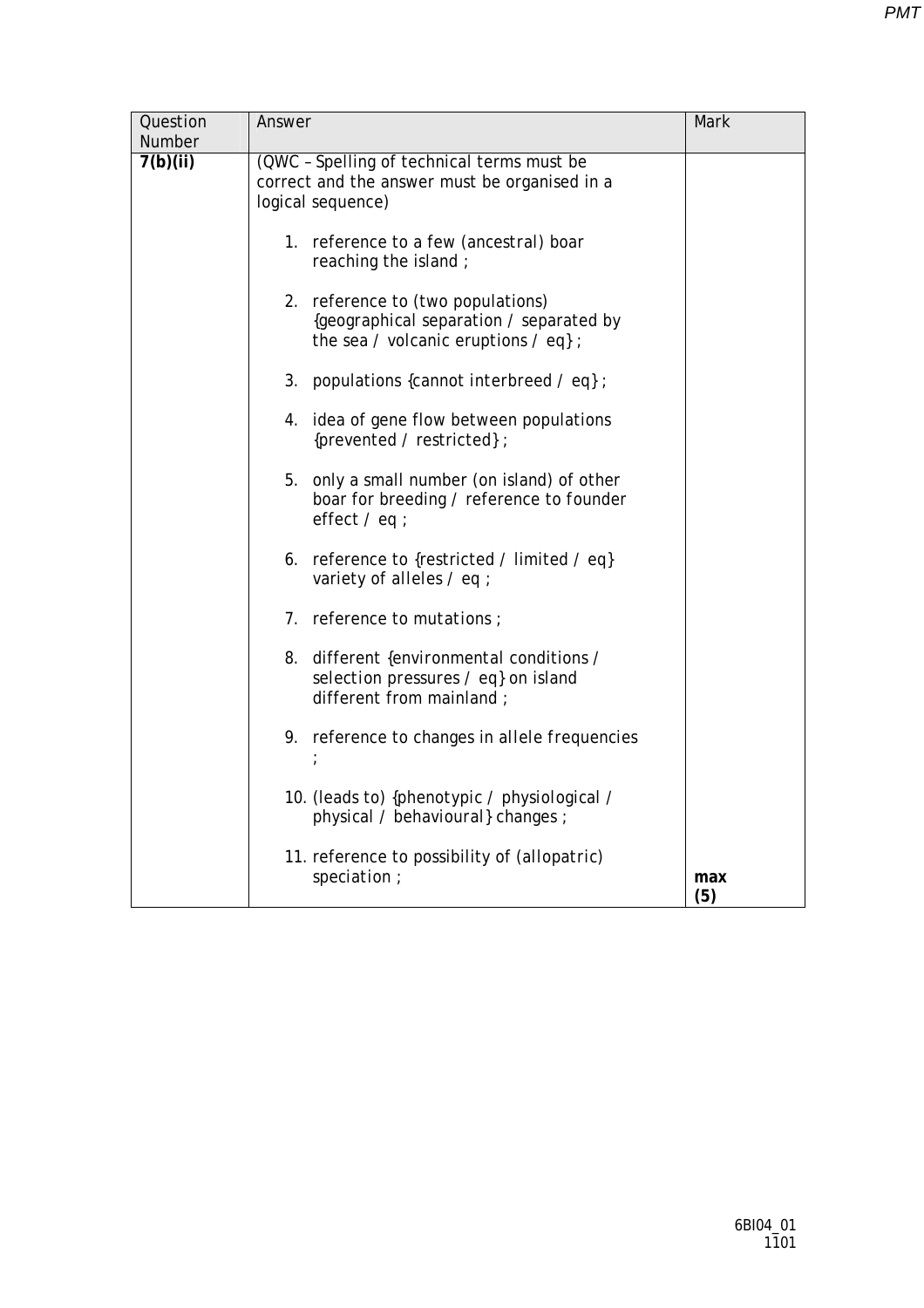| Question Number | Answer | Mark |
|---|---|---|
| **7(b)(ii)** | (QWC – Spelling of technical terms must be correct and the answer must be organised in a logical sequence)<br><br>1. reference to a few (ancestral) boar reaching the island ;<br><br>2. reference to (two populations) {geographical separation / separated by the sea / volcanic eruptions / eq} ;<br><br>3. populations {cannot interbreed / eq} ;<br><br>4. idea of gene flow between populations {prevented / restricted} ;<br><br>5. only a small number (on island) of other boar for breeding / reference to founder effect / eq ;<br><br>6. reference to {restricted / limited / eq} variety of alleles / eq ;<br><br>7. reference to mutations ;<br><br>8. different {environmental conditions / selection pressures / eq} on island different from mainland ;<br><br>9. reference to changes in allele frequencies ;<br><br>10. (leads to) {phenotypic / physiological / physical / behavioural} changes ;<br><br>11. reference to possibility of (allopatric) speciation ; | **max (5)** |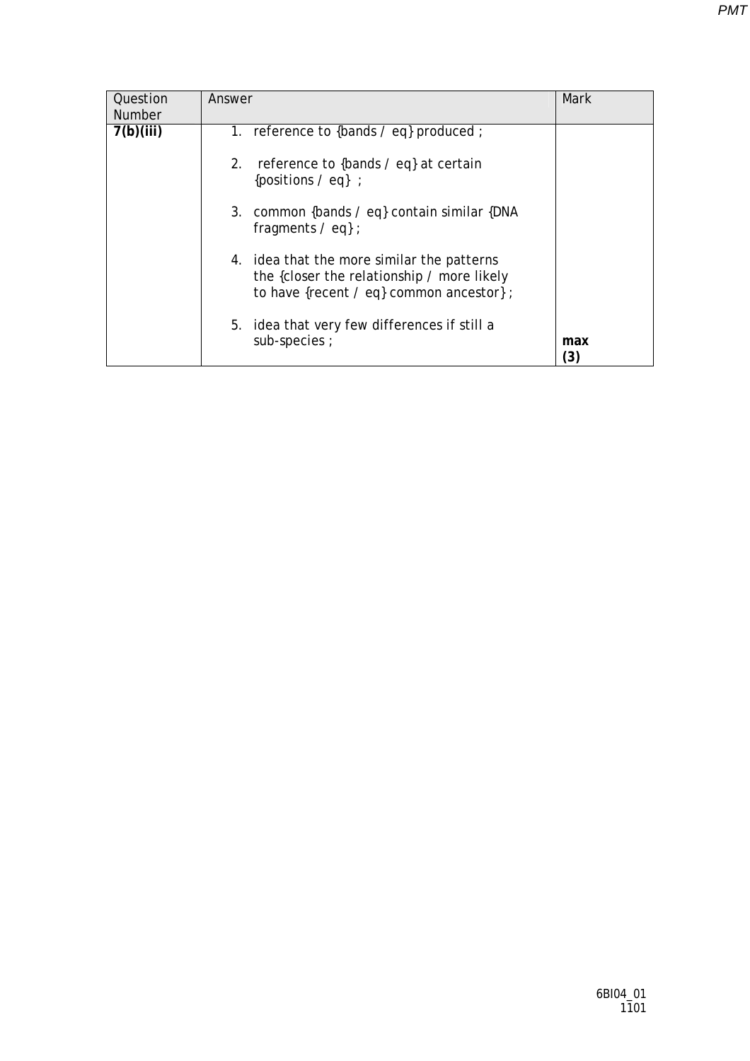| Question Number | Answer | Mark |
|---|---|---|
| **7(b)(iii)** | 1. reference to {bands / eq} produced ;<br><br>2. reference to {bands / eq} at certain {positions / eq} ;<br><br>3. common {bands / eq} contain similar {DNA fragments / eq} ;<br><br>4. idea that the more similar the patterns the {closer the relationship / more likely to have {recent / eq} common ancestor} ;<br><br>5. idea that very few differences if still a sub-species ; | **max (3)** |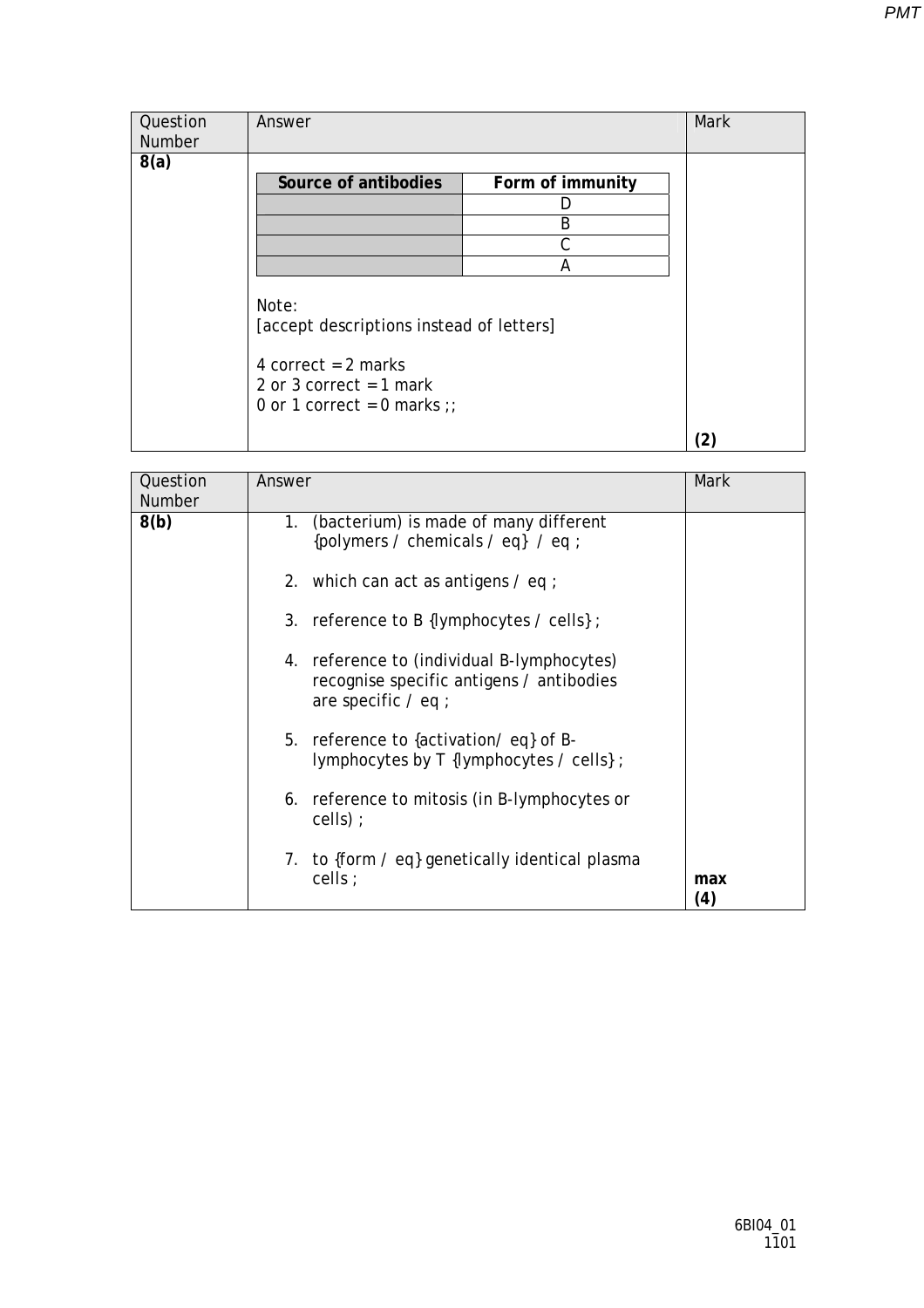| Question Number | Answer | Mark |
|---|---|---|
| **8(a)** | <table><tr><th>Source of antibodies</th><th>Form of immunity</th></tr><tr><td></td><td>D</td></tr><tr><td></td><td>B</td></tr><tr><td></td><td>C</td></tr><tr><td></td><td>A</td></tr></table> Note: [accept descriptions instead of letters] 4 correct = 2 marks 2 or 3 correct = 1 mark 0 or 1 correct = 0 marks ;; | **(2)** |

| Question Number | Answer | Mark |
|---|---|---|
| **8(b)** | 1. (bacterium) is made of many different {polymers / chemicals / eq} / eq ;<br>2. which can act as antigens / eq ;<br>3. reference to B {lymphocytes / cells} ;<br>4. reference to (individual B-lymphocytes) recognise specific antigens / antibodies are specific / eq ;<br>5. reference to {activation/ eq} of B-lymphocytes by T {lymphocytes / cells} ;<br>6. reference to mitosis (in B-lymphocytes or cells) ;<br>7. to {form / eq} genetically identical plasma cells ; | **max (4)** |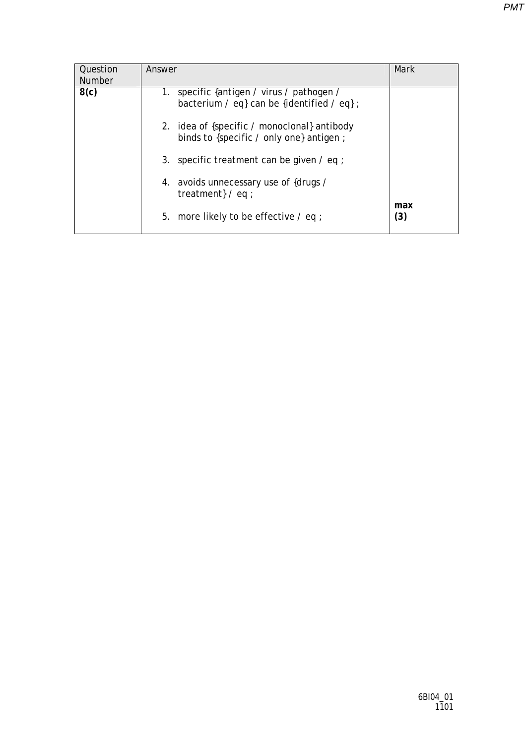| Question Number | Answer | Mark |
|---|---|---|
| **8(c)** | 1. specific {antigen / virus / pathogen / bacterium / eq} can be {identified / eq} ;<br><br>2. idea of {specific / monoclonal} antibody binds to {specific / only one} antigen ;<br><br>3. specific treatment can be given / eq ;<br><br>4. avoids unnecessary use of {drugs / treatment} / eq ;<br><br>5. more likely to be effective / eq ; | **max (3)** |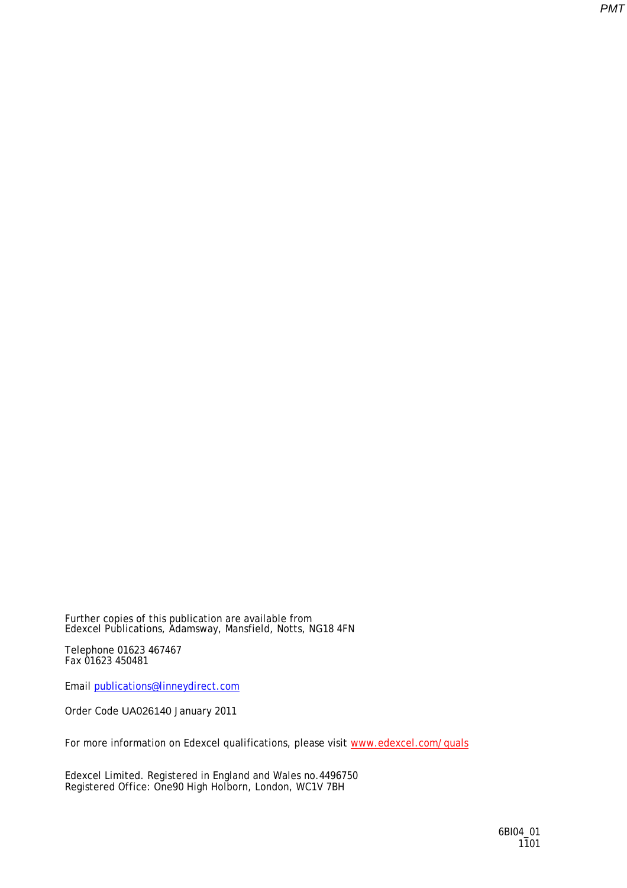Further copies of this publication are available from
Edexcel Publications, Adamsway, Mansfield, Notts, NG18 4FN

Telephone 01623 467467
Fax 01623 450481

Email publications@linneydirect.com

Order Code UA026140 January 2011

For more information on Edexcel qualifications, please visit www.edexcel.com/quals

Edexcel Limited. Registered in England and Wales no.4496750
Registered Office: One90 High Holborn, London, WC1V 7BH

6BI04_01
1101